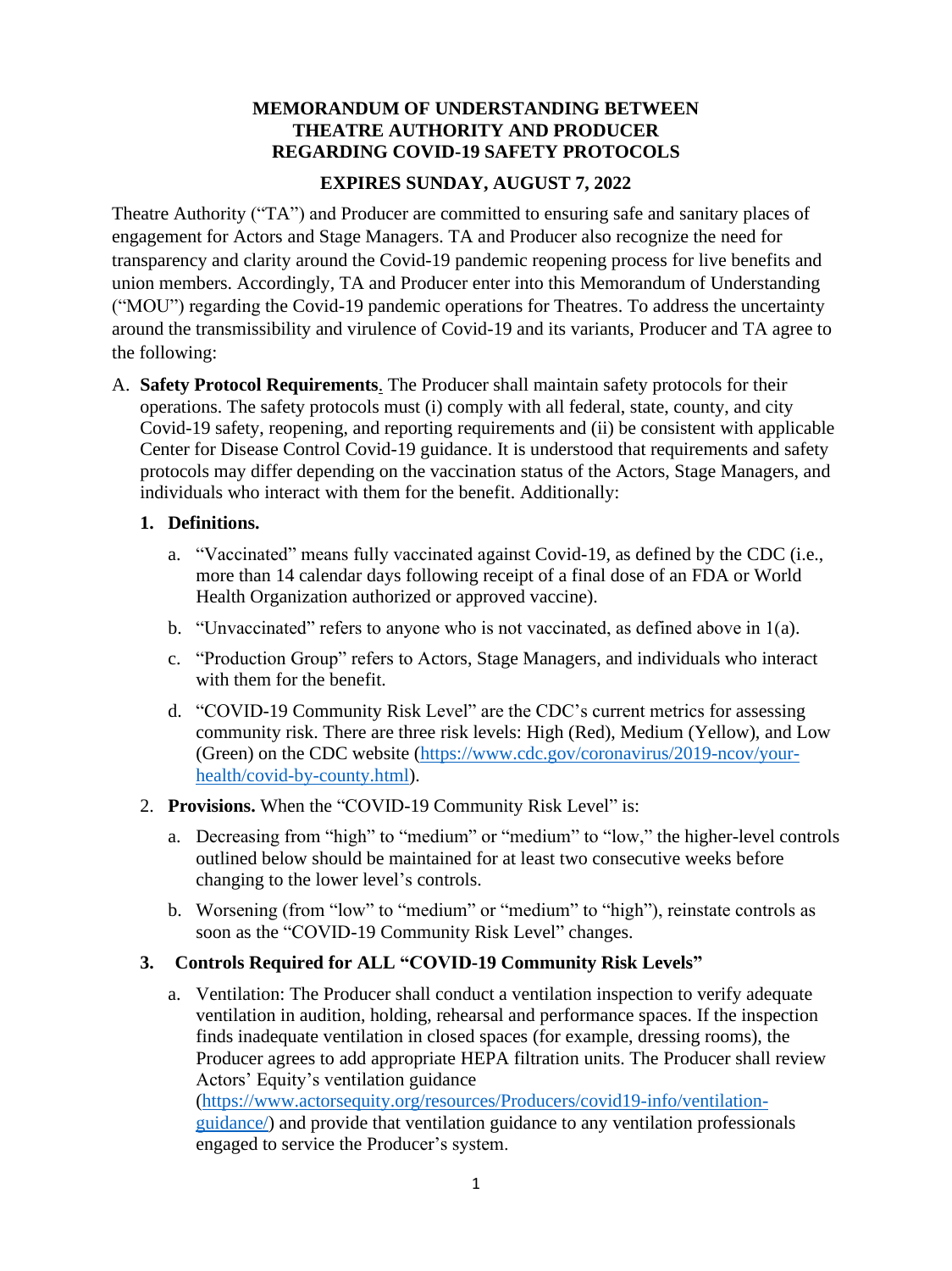**MEMORANDUM OF UNDERSTANDING BETWEEN THEATRE AUTHORITY AND PRODUCER REGARDING COVID-19 SAFETY PROTOCOLS**

**EXPIRES SUNDAY, AUGUST 7, 2022**

Theatre Authority ("TA") and Producer are committed to ensuring safe and sanitary places of engagement for Actors and Stage Managers. TA and Producer also recognize the need for transparency and clarity around the Covid-19 pandemic reopening process for live benefits and union members. Accordingly, TA and Producer enter into this Memorandum of Understanding ("MOU") regarding the Covid-19 pandemic operations for Theatres. To address the uncertainty around the transmissibility and virulence of Covid-19 and its variants, Producer and TA agree to the following:

A. **Safety Protocol Requirements**. The Producer shall maintain safety protocols for their operations. The safety protocols must (i) comply with all federal, state, county, and city Covid-19 safety, reopening, and reporting requirements and (ii) be consistent with applicable Center for Disease Control Covid-19 guidance. It is understood that requirements and safety protocols may differ depending on the vaccination status of the Actors, Stage Managers, and individuals who interact with them for the benefit. Additionally:

   1. **Definitions.**

      a. "Vaccinated" means fully vaccinated against Covid-19, as defined by the CDC (i.e., more than 14 calendar days following receipt of a final dose of an FDA or World Health Organization authorized or approved vaccine).

      b. "Unvaccinated" refers to anyone who is not vaccinated, as defined above in 1(a).

      c. "Production Group" refers to Actors, Stage Managers, and individuals who interact with them for the benefit.

      d. "COVID-19 Community Risk Level" are the CDC's current metrics for assessing community risk. There are three risk levels: High (Red), Medium (Yellow), and Low (Green) on the CDC website (https://www.cdc.gov/coronavirus/2019-ncov/your-health/covid-by-county.html).

   2. **Provisions.** When the "COVID-19 Community Risk Level" is:

      a. Decreasing from "high" to "medium" or "medium" to "low," the higher-level controls outlined below should be maintained for at least two consecutive weeks before changing to the lower level's controls.

      b. Worsening (from "low" to "medium" or "medium" to "high"), reinstate controls as soon as the "COVID-19 Community Risk Level" changes.

   3. **Controls Required for ALL "COVID-19 Community Risk Levels"**

      a. Ventilation: The Producer shall conduct a ventilation inspection to verify adequate ventilation in audition, holding, rehearsal and performance spaces. If the inspection finds inadequate ventilation in closed spaces (for example, dressing rooms), the Producer agrees to add appropriate HEPA filtration units. The Producer shall review Actors' Equity's ventilation guidance (https://www.actorsequity.org/resources/Producers/covid19-info/ventilation-guidance/) and provide that ventilation guidance to any ventilation professionals engaged to service the Producer's system.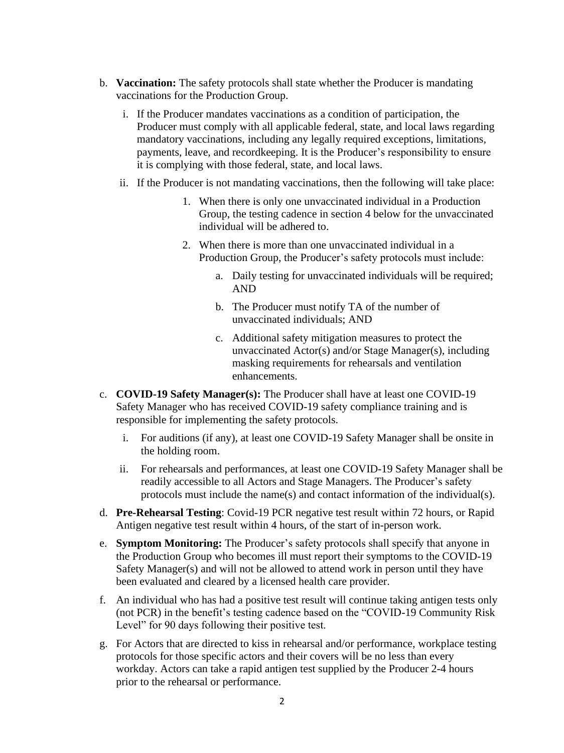b. **Vaccination:** The safety protocols shall state whether the Producer is mandating vaccinations for the Production Group.

   i. If the Producer mandates vaccinations as a condition of participation, the Producer must comply with all applicable federal, state, and local laws regarding mandatory vaccinations, including any legally required exceptions, limitations, payments, leave, and recordkeeping. It is the Producer's responsibility to ensure it is complying with those federal, state, and local laws.

   ii. If the Producer is not mandating vaccinations, then the following will take place:

      1. When there is only one unvaccinated individual in a Production Group, the testing cadence in section 4 below for the unvaccinated individual will be adhered to.

      2. When there is more than one unvaccinated individual in a Production Group, the Producer's safety protocols must include:

         a. Daily testing for unvaccinated individuals will be required; AND

         b. The Producer must notify TA of the number of unvaccinated individuals; AND

         c. Additional safety mitigation measures to protect the unvaccinated Actor(s) and/or Stage Manager(s), including masking requirements for rehearsals and ventilation enhancements.

c. **COVID-19 Safety Manager(s):** The Producer shall have at least one COVID-19 Safety Manager who has received COVID-19 safety compliance training and is responsible for implementing the safety protocols.

   i. For auditions (if any), at least one COVID-19 Safety Manager shall be onsite in the holding room.

   ii. For rehearsals and performances, at least one COVID-19 Safety Manager shall be readily accessible to all Actors and Stage Managers. The Producer's safety protocols must include the name(s) and contact information of the individual(s).

d. **Pre-Rehearsal Testing**: Covid-19 PCR negative test result within 72 hours, or Rapid Antigen negative test result within 4 hours, of the start of in-person work.

e. **Symptom Monitoring:** The Producer's safety protocols shall specify that anyone in the Production Group who becomes ill must report their symptoms to the COVID-19 Safety Manager(s) and will not be allowed to attend work in person until they have been evaluated and cleared by a licensed health care provider.

f. An individual who has had a positive test result will continue taking antigen tests only (not PCR) in the benefit's testing cadence based on the "COVID-19 Community Risk Level" for 90 days following their positive test.

g. For Actors that are directed to kiss in rehearsal and/or performance, workplace testing protocols for those specific actors and their covers will be no less than every workday. Actors can take a rapid antigen test supplied by the Producer 2-4 hours prior to the rehearsal or performance.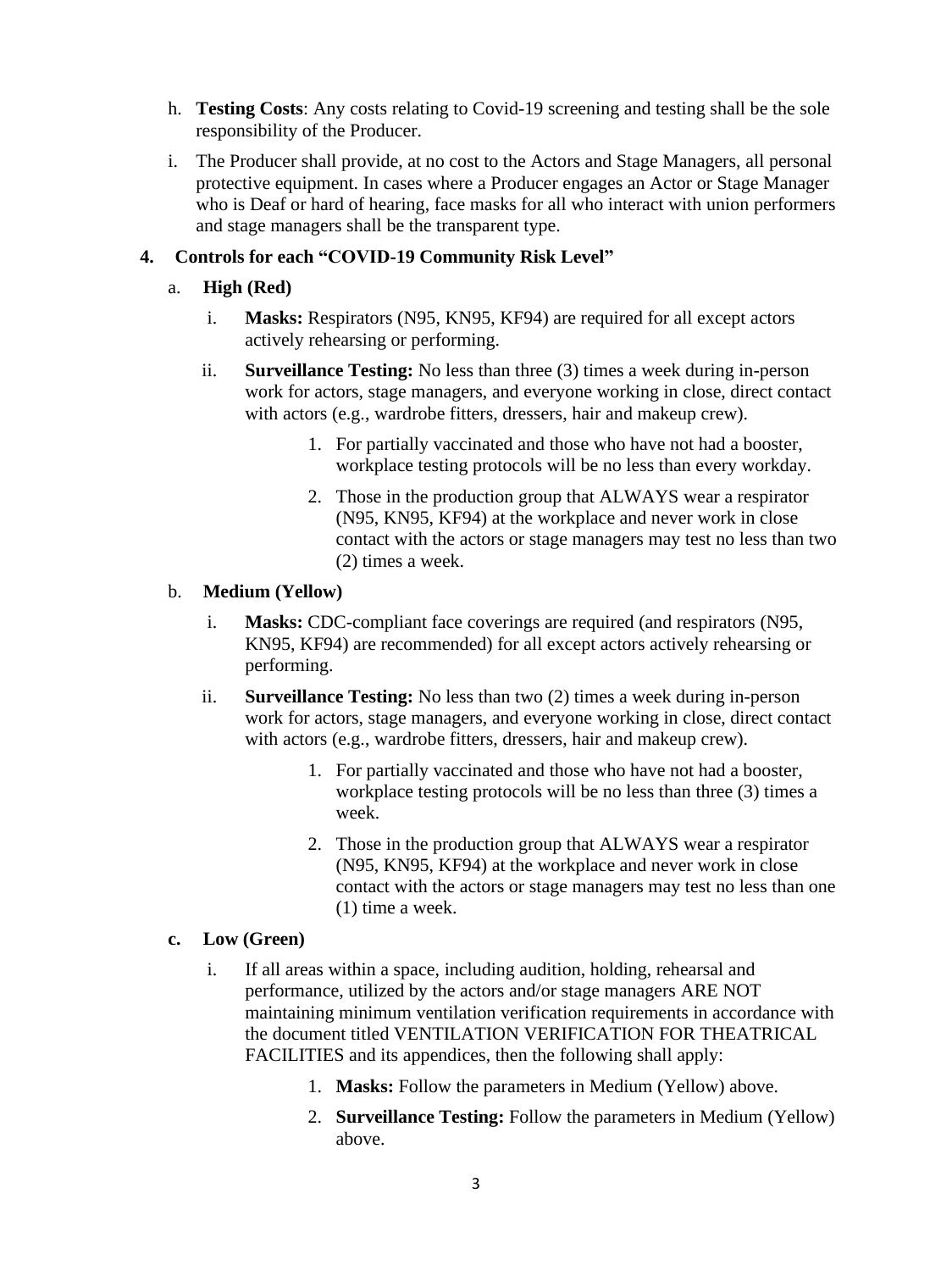h. **Testing Costs**: Any costs relating to Covid-19 screening and testing shall be the sole responsibility of the Producer.

i. The Producer shall provide, at no cost to the Actors and Stage Managers, all personal protective equipment. In cases where a Producer engages an Actor or Stage Manager who is Deaf or hard of hearing, face masks for all who interact with union performers and stage managers shall be the transparent type.

**4. Controls for each "COVID-19 Community Risk Level"**

a. **High (Red)**

   i. **Masks:** Respirators (N95, KN95, KF94) are required for all except actors actively rehearsing or performing.

   ii. **Surveillance Testing:** No less than three (3) times a week during in-person work for actors, stage managers, and everyone working in close, direct contact with actors (e.g., wardrobe fitters, dressers, hair and makeup crew).

      1. For partially vaccinated and those who have not had a booster, workplace testing protocols will be no less than every workday.

      2. Those in the production group that ALWAYS wear a respirator (N95, KN95, KF94) at the workplace and never work in close contact with the actors or stage managers may test no less than two (2) times a week.

b. **Medium (Yellow)**

   i. **Masks:** CDC-compliant face coverings are required (and respirators (N95, KN95, KF94) are recommended) for all except actors actively rehearsing or performing.

   ii. **Surveillance Testing:** No less than two (2) times a week during in-person work for actors, stage managers, and everyone working in close, direct contact with actors (e.g., wardrobe fitters, dressers, hair and makeup crew).

      1. For partially vaccinated and those who have not had a booster, workplace testing protocols will be no less than three (3) times a week.

      2. Those in the production group that ALWAYS wear a respirator (N95, KN95, KF94) at the workplace and never work in close contact with the actors or stage managers may test no less than one (1) time a week.

**c. Low (Green)**

   i. If all areas within a space, including audition, holding, rehearsal and performance, utilized by the actors and/or stage managers ARE NOT maintaining minimum ventilation verification requirements in accordance with the document titled VENTILATION VERIFICATION FOR THEATRICAL FACILITIES and its appendices, then the following shall apply:

      1. **Masks:** Follow the parameters in Medium (Yellow) above.

      2. **Surveillance Testing:** Follow the parameters in Medium (Yellow) above.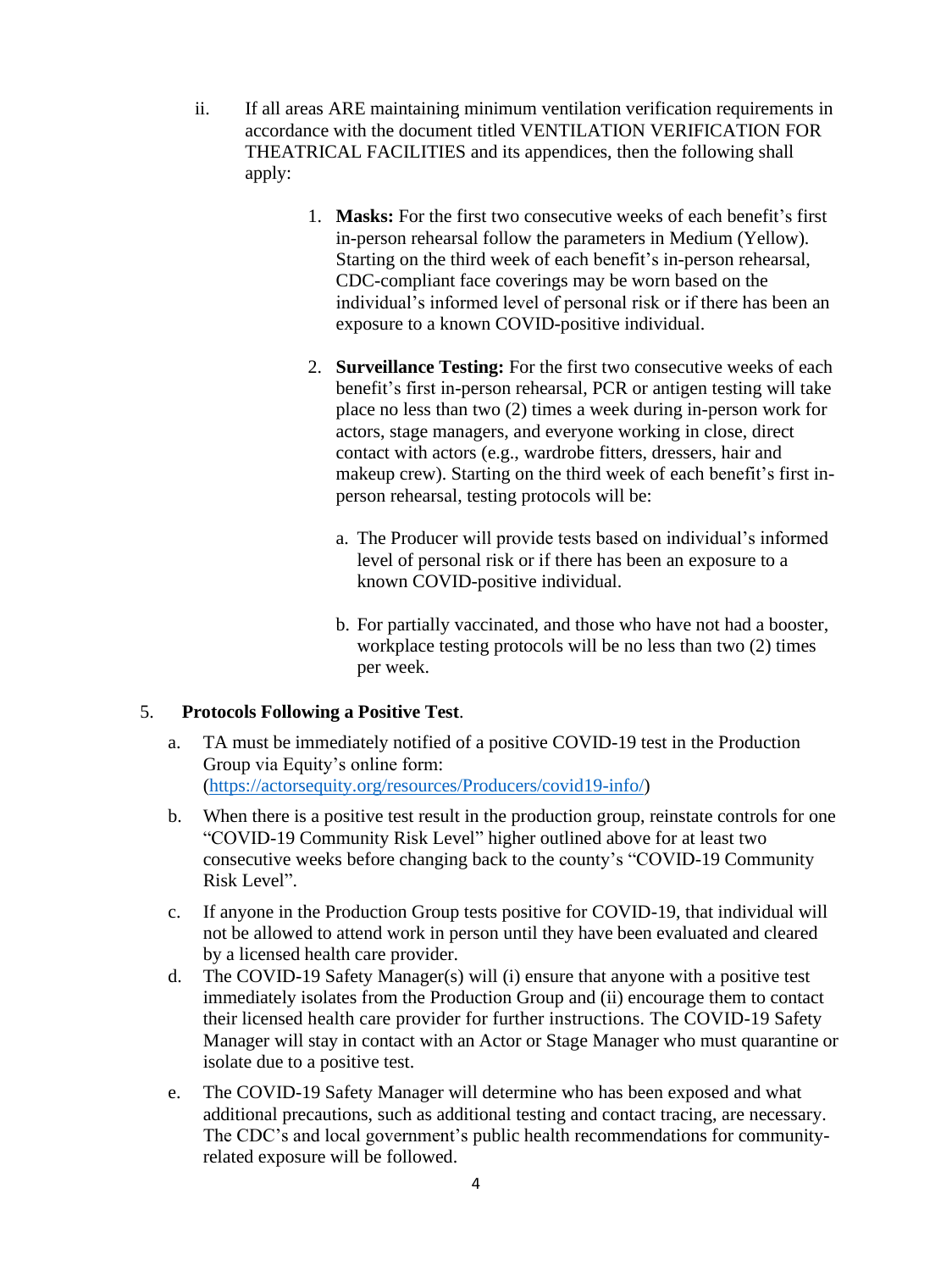ii. If all areas ARE maintaining minimum ventilation verification requirements in accordance with the document titled VENTILATION VERIFICATION FOR THEATRICAL FACILITIES and its appendices, then the following shall apply:

1. **Masks:** For the first two consecutive weeks of each benefit's first in-person rehearsal follow the parameters in Medium (Yellow). Starting on the third week of each benefit's in-person rehearsal, CDC-compliant face coverings may be worn based on the individual's informed level of personal risk or if there has been an exposure to a known COVID-positive individual.

2. **Surveillance Testing:** For the first two consecutive weeks of each benefit's first in-person rehearsal, PCR or antigen testing will take place no less than two (2) times a week during in-person work for actors, stage managers, and everyone working in close, direct contact with actors (e.g., wardrobe fitters, dressers, hair and makeup crew). Starting on the third week of each benefit's first in-person rehearsal, testing protocols will be:

   a. The Producer will provide tests based on individual's informed level of personal risk or if there has been an exposure to a known COVID-positive individual.

   b. For partially vaccinated, and those who have not had a booster, workplace testing protocols will be no less than two (2) times per week.

5. **Protocols Following a Positive Test**.

a. TA must be immediately notified of a positive COVID-19 test in the Production Group via Equity's online form: (https://actorsequity.org/resources/Producers/covid19-info/)

b. When there is a positive test result in the production group, reinstate controls for one "COVID-19 Community Risk Level" higher outlined above for at least two consecutive weeks before changing back to the county's "COVID-19 Community Risk Level".

c. If anyone in the Production Group tests positive for COVID-19, that individual will not be allowed to attend work in person until they have been evaluated and cleared by a licensed health care provider.

d. The COVID-19 Safety Manager(s) will (i) ensure that anyone with a positive test immediately isolates from the Production Group and (ii) encourage them to contact their licensed health care provider for further instructions. The COVID-19 Safety Manager will stay in contact with an Actor or Stage Manager who must quarantine or isolate due to a positive test.

e. The COVID-19 Safety Manager will determine who has been exposed and what additional precautions, such as additional testing and contact tracing, are necessary. The CDC's and local government's public health recommendations for community-related exposure will be followed.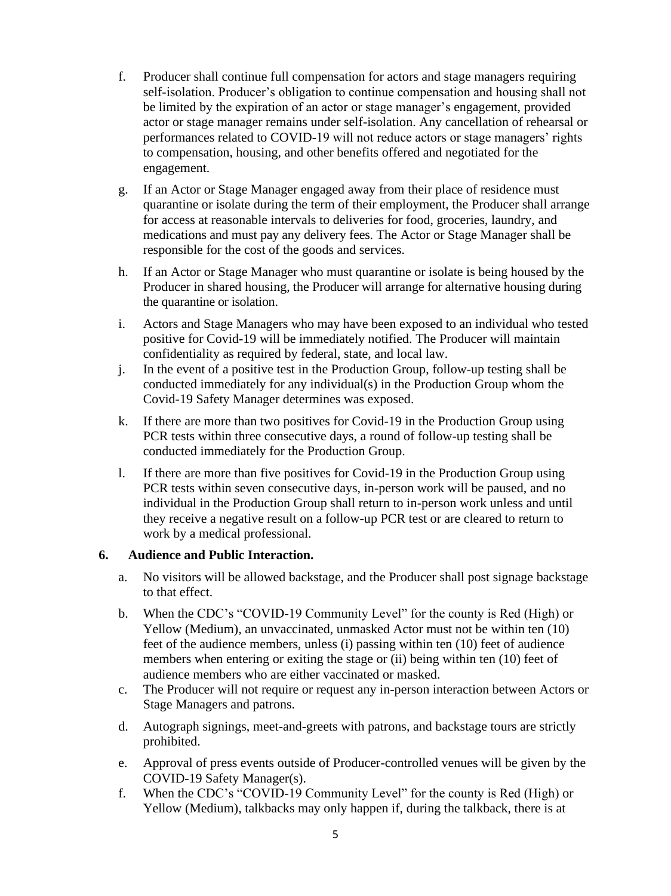f. Producer shall continue full compensation for actors and stage managers requiring self-isolation. Producer's obligation to continue compensation and housing shall not be limited by the expiration of an actor or stage manager's engagement, provided actor or stage manager remains under self-isolation. Any cancellation of rehearsal or performances related to COVID-19 will not reduce actors or stage managers' rights to compensation, housing, and other benefits offered and negotiated for the engagement.

g. If an Actor or Stage Manager engaged away from their place of residence must quarantine or isolate during the term of their employment, the Producer shall arrange for access at reasonable intervals to deliveries for food, groceries, laundry, and medications and must pay any delivery fees. The Actor or Stage Manager shall be responsible for the cost of the goods and services.

h. If an Actor or Stage Manager who must quarantine or isolate is being housed by the Producer in shared housing, the Producer will arrange for alternative housing during the quarantine or isolation.

i. Actors and Stage Managers who may have been exposed to an individual who tested positive for Covid-19 will be immediately notified. The Producer will maintain confidentiality as required by federal, state, and local law.

j. In the event of a positive test in the Production Group, follow-up testing shall be conducted immediately for any individual(s) in the Production Group whom the Covid-19 Safety Manager determines was exposed.

k. If there are more than two positives for Covid-19 in the Production Group using PCR tests within three consecutive days, a round of follow-up testing shall be conducted immediately for the Production Group.

l. If there are more than five positives for Covid-19 in the Production Group using PCR tests within seven consecutive days, in-person work will be paused, and no individual in the Production Group shall return to in-person work unless and until they receive a negative result on a follow-up PCR test or are cleared to return to work by a medical professional.

**6. Audience and Public Interaction.**

a. No visitors will be allowed backstage, and the Producer shall post signage backstage to that effect.

b. When the CDC's "COVID-19 Community Level" for the county is Red (High) or Yellow (Medium), an unvaccinated, unmasked Actor must not be within ten (10) feet of the audience members, unless (i) passing within ten (10) feet of audience members when entering or exiting the stage or (ii) being within ten (10) feet of audience members who are either vaccinated or masked.

c. The Producer will not require or request any in-person interaction between Actors or Stage Managers and patrons.

d. Autograph signings, meet-and-greets with patrons, and backstage tours are strictly prohibited.

e. Approval of press events outside of Producer-controlled venues will be given by the COVID-19 Safety Manager(s).

f. When the CDC's "COVID-19 Community Level" for the county is Red (High) or Yellow (Medium), talkbacks may only happen if, during the talkback, there is at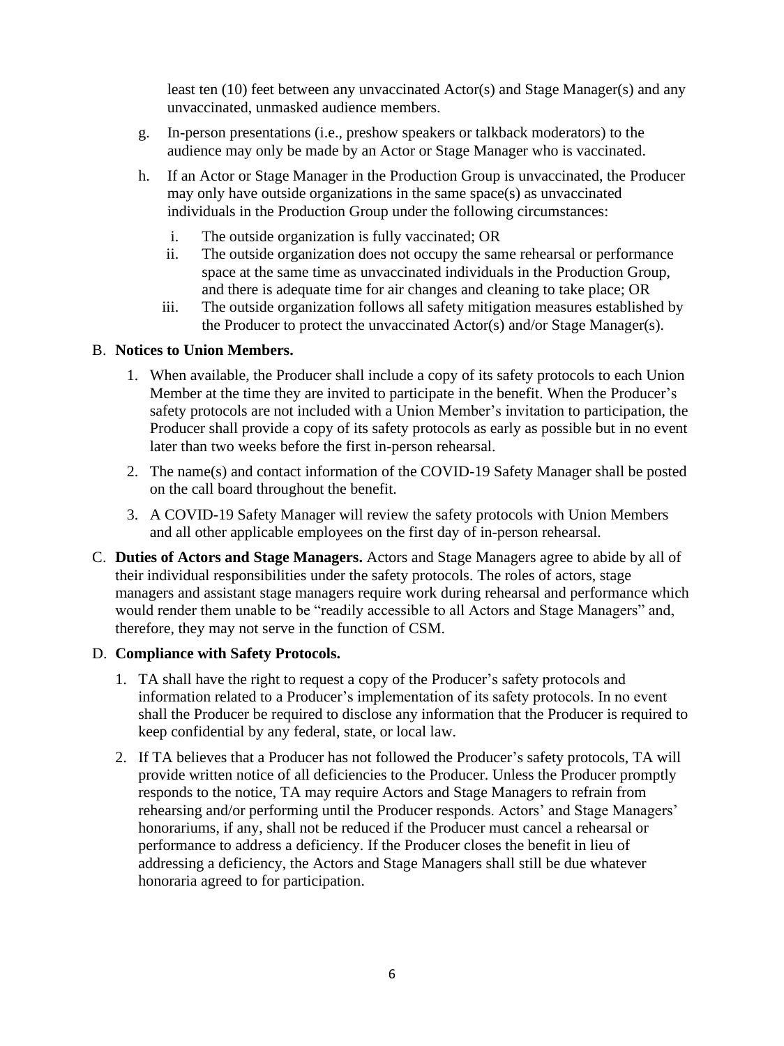least ten (10) feet between any unvaccinated Actor(s) and Stage Manager(s) and any unvaccinated, unmasked audience members.

g. In-person presentations (i.e., preshow speakers or talkback moderators) to the audience may only be made by an Actor or Stage Manager who is vaccinated.

h. If an Actor or Stage Manager in the Production Group is unvaccinated, the Producer may only have outside organizations in the same space(s) as unvaccinated individuals in the Production Group under the following circumstances:

   i. The outside organization is fully vaccinated; OR
   
   ii. The outside organization does not occupy the same rehearsal or performance space at the same time as unvaccinated individuals in the Production Group, and there is adequate time for air changes and cleaning to take place; OR
   
   iii. The outside organization follows all safety mitigation measures established by the Producer to protect the unvaccinated Actor(s) and/or Stage Manager(s).

B. **Notices to Union Members.**

1. When available, the Producer shall include a copy of its safety protocols to each Union Member at the time they are invited to participate in the benefit. When the Producer's safety protocols are not included with a Union Member's invitation to participation, the Producer shall provide a copy of its safety protocols as early as possible but in no event later than two weeks before the first in-person rehearsal.
2. The name(s) and contact information of the COVID-19 Safety Manager shall be posted on the call board throughout the benefit.
3. A COVID-19 Safety Manager will review the safety protocols with Union Members and all other applicable employees on the first day of in-person rehearsal.

C. **Duties of Actors and Stage Managers.** Actors and Stage Managers agree to abide by all of their individual responsibilities under the safety protocols. The roles of actors, stage managers and assistant stage managers require work during rehearsal and performance which would render them unable to be "readily accessible to all Actors and Stage Managers" and, therefore, they may not serve in the function of CSM.

D. **Compliance with Safety Protocols.**

1. TA shall have the right to request a copy of the Producer's safety protocols and information related to a Producer's implementation of its safety protocols. In no event shall the Producer be required to disclose any information that the Producer is required to keep confidential by any federal, state, or local law.
2. If TA believes that a Producer has not followed the Producer's safety protocols, TA will provide written notice of all deficiencies to the Producer. Unless the Producer promptly responds to the notice, TA may require Actors and Stage Managers to refrain from rehearsing and/or performing until the Producer responds. Actors' and Stage Managers' honorariums, if any, shall not be reduced if the Producer must cancel a rehearsal or performance to address a deficiency. If the Producer closes the benefit in lieu of addressing a deficiency, the Actors and Stage Managers shall still be due whatever honoraria agreed to for participation.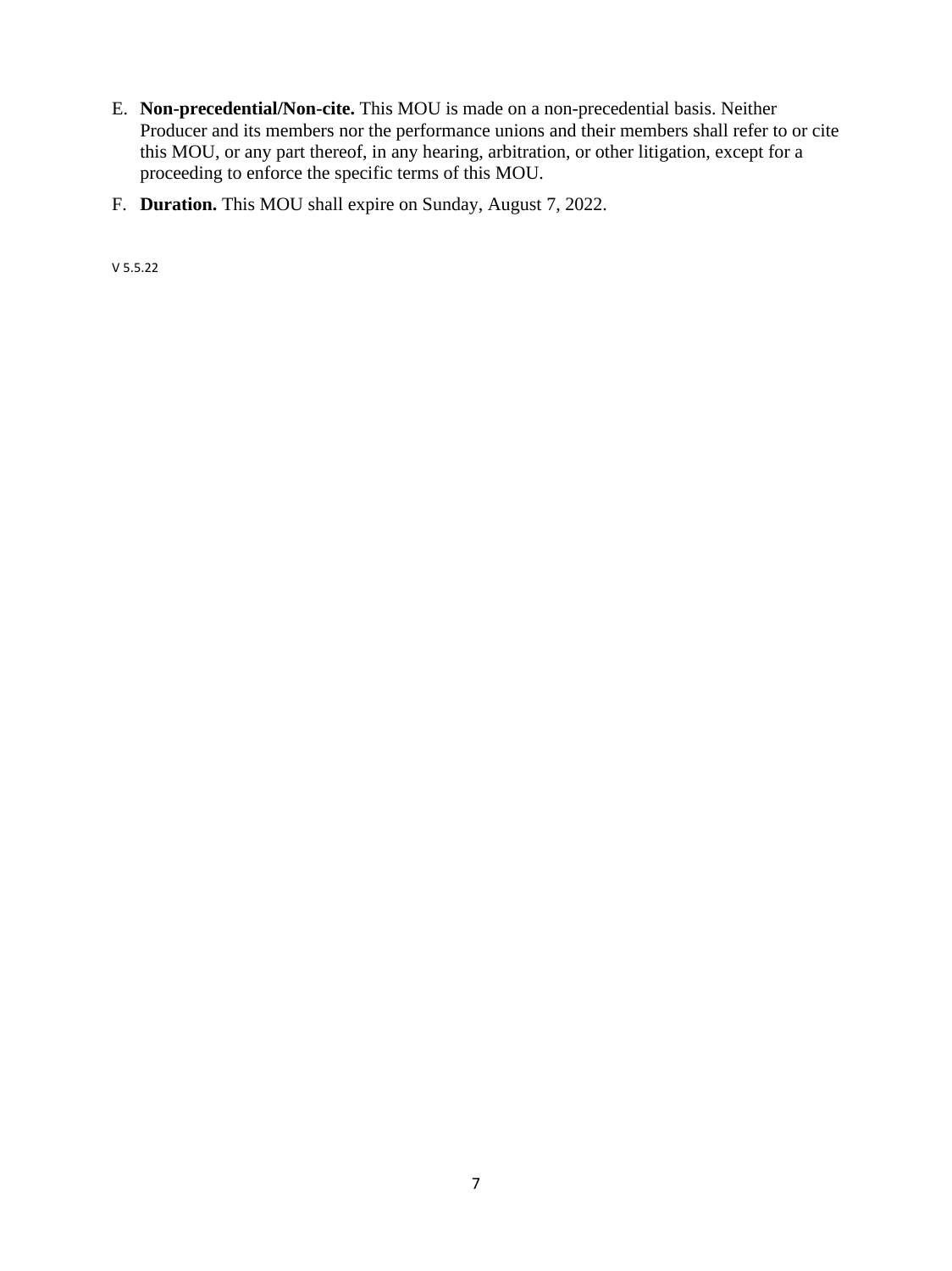E. **Non-precedential/Non-cite.** This MOU is made on a non-precedential basis. Neither Producer and its members nor the performance unions and their members shall refer to or cite this MOU, or any part thereof, in any hearing, arbitration, or other litigation, except for a proceeding to enforce the specific terms of this MOU.

F. **Duration.** This MOU shall expire on Sunday, August 7, 2022.

V 5.5.22